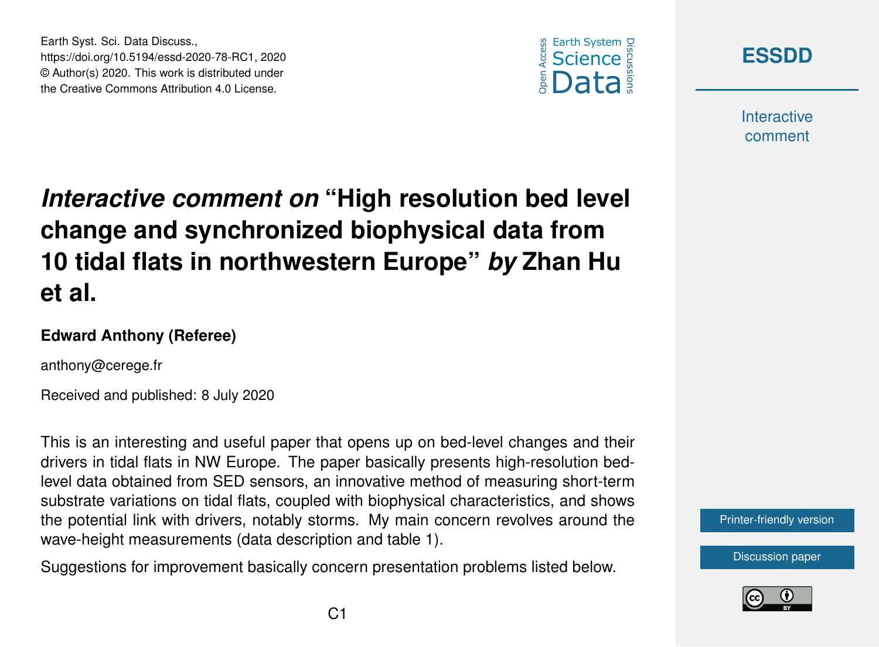# *Interactive comment on* "High resolution bed level change and synchronized biophysical data from 10 tidal flats in northwestern Europe" *by* Zhan Hu et al.

**Edward Anthony (Referee)**

anthony@cerege.fr

Received and published: 8 July 2020

This is an interesting and useful paper that opens up on bed-level changes and their drivers in tidal flats in NW Europe. The paper basically presents high-resolution bed-level data obtained from SED sensors, an innovative method of measuring short-term substrate variations on tidal flats, coupled with biophysical characteristics, and shows the potential link with drivers, notably storms. My main concern revolves around the wave-height measurements (data description and table 1).

Suggestions for improvement basically concern presentation problems listed below.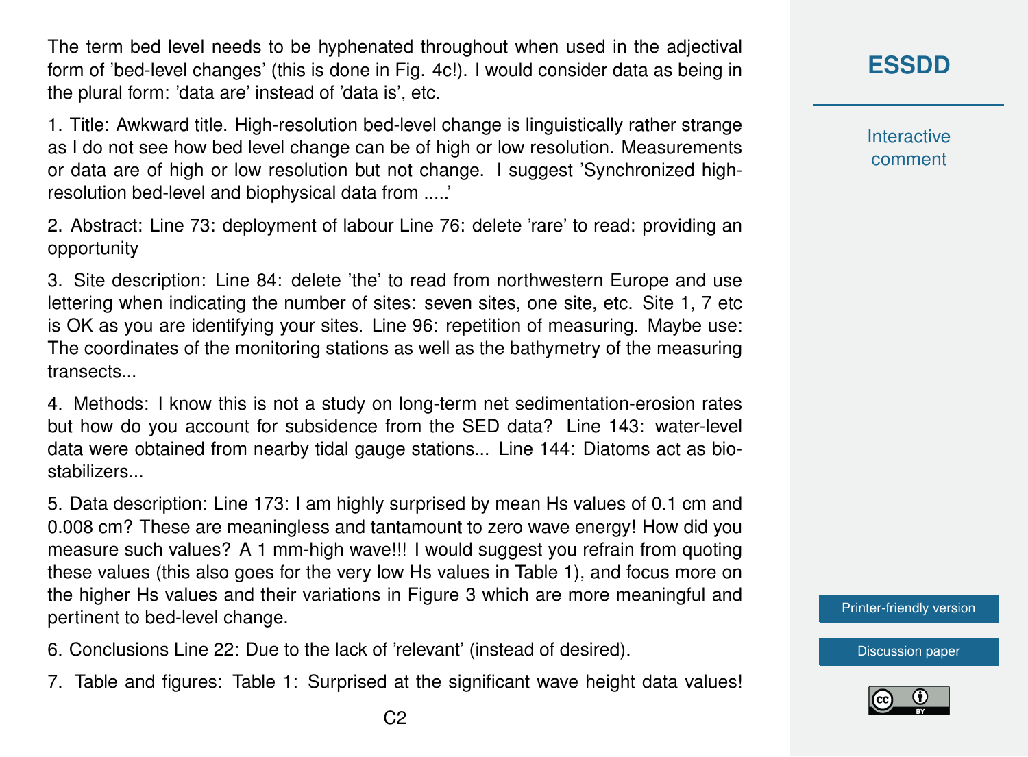The term bed level needs to be hyphenated throughout when used in the adjectival form of 'bed-level changes' (this is done in Fig. 4c!). I would consider data as being in the plural form: 'data are' instead of 'data is', etc.

1. Title: Awkward title. High-resolution bed-level change is linguistically rather strange as I do not see how bed level change can be of high or low resolution. Measurements or data are of high or low resolution but not change. I suggest 'Synchronized high-resolution bed-level and biophysical data from .....'

2. Abstract: Line 73: deployment of labour Line 76: delete 'rare' to read: providing an opportunity

3. Site description: Line 84: delete 'the' to read from northwestern Europe and use lettering when indicating the number of sites: seven sites, one site, etc. Site 1, 7 etc is OK as you are identifying your sites. Line 96: repetition of measuring. Maybe use: The coordinates of the monitoring stations as well as the bathymetry of the measuring transects...

4. Methods: I know this is not a study on long-term net sedimentation-erosion rates but how do you account for subsidence from the SED data? Line 143: water-level data were obtained from nearby tidal gauge stations... Line 144: Diatoms act as bio-stabilizers...

5. Data description: Line 173: I am highly surprised by mean Hs values of 0.1 cm and 0.008 cm? These are meaningless and tantamount to zero wave energy! How did you measure such values? A 1 mm-high wave!!! I would suggest you refrain from quoting these values (this also goes for the very low Hs values in Table 1), and focus more on the higher Hs values and their variations in Figure 3 which are more meaningful and pertinent to bed-level change.

6. Conclusions Line 22: Due to the lack of 'relevant' (instead of desired).

7. Table and figures: Table 1: Surprised at the significant wave height data values!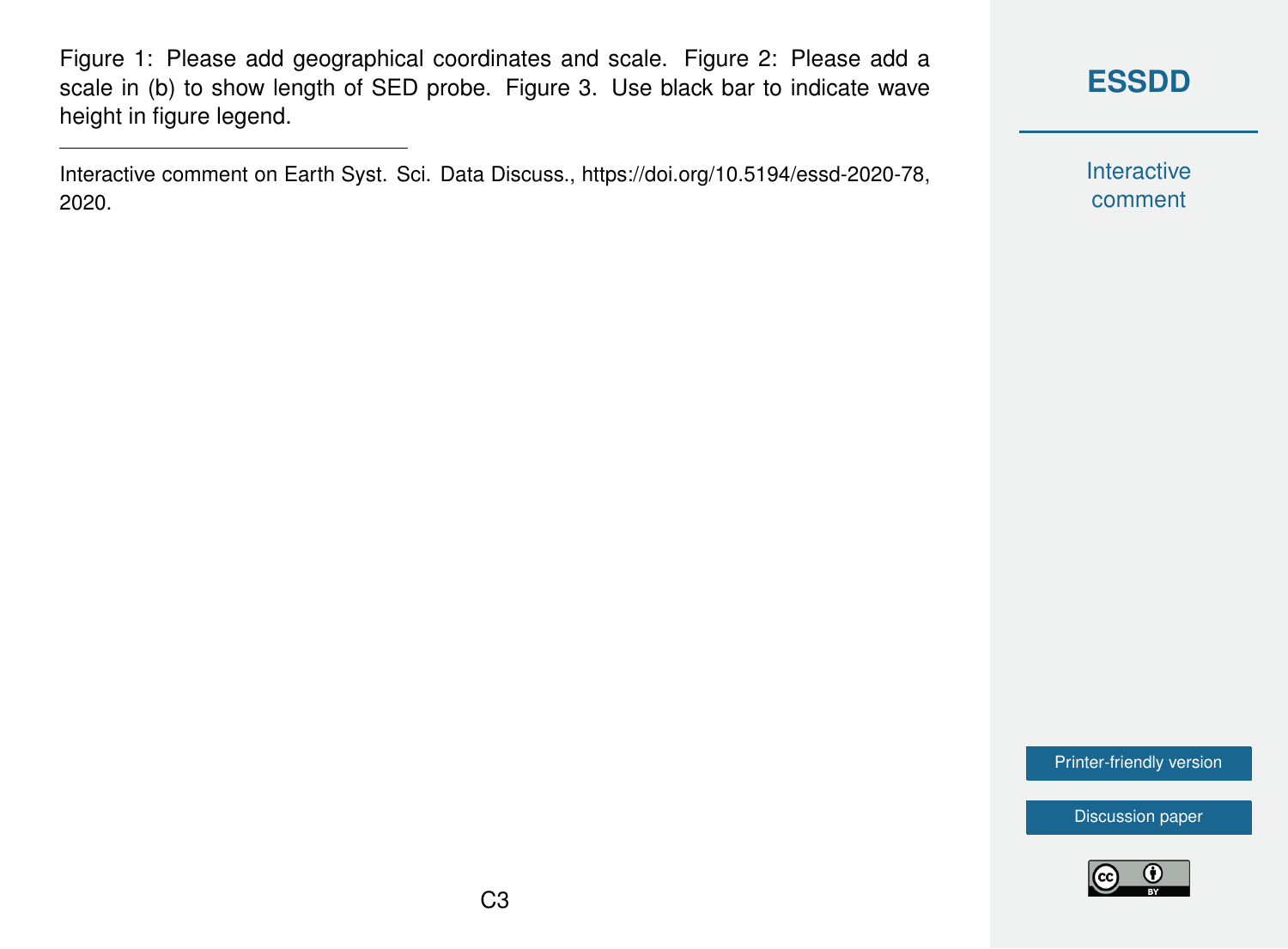Figure 1: Please add geographical coordinates and scale. Figure 2: Please add a scale in (b) to show length of SED probe. Figure 3. Use black bar to indicate wave height in figure legend.

---

Interactive comment on Earth Syst. Sci. Data Discuss., https://doi.org/10.5194/essd-2020-78, 2020.